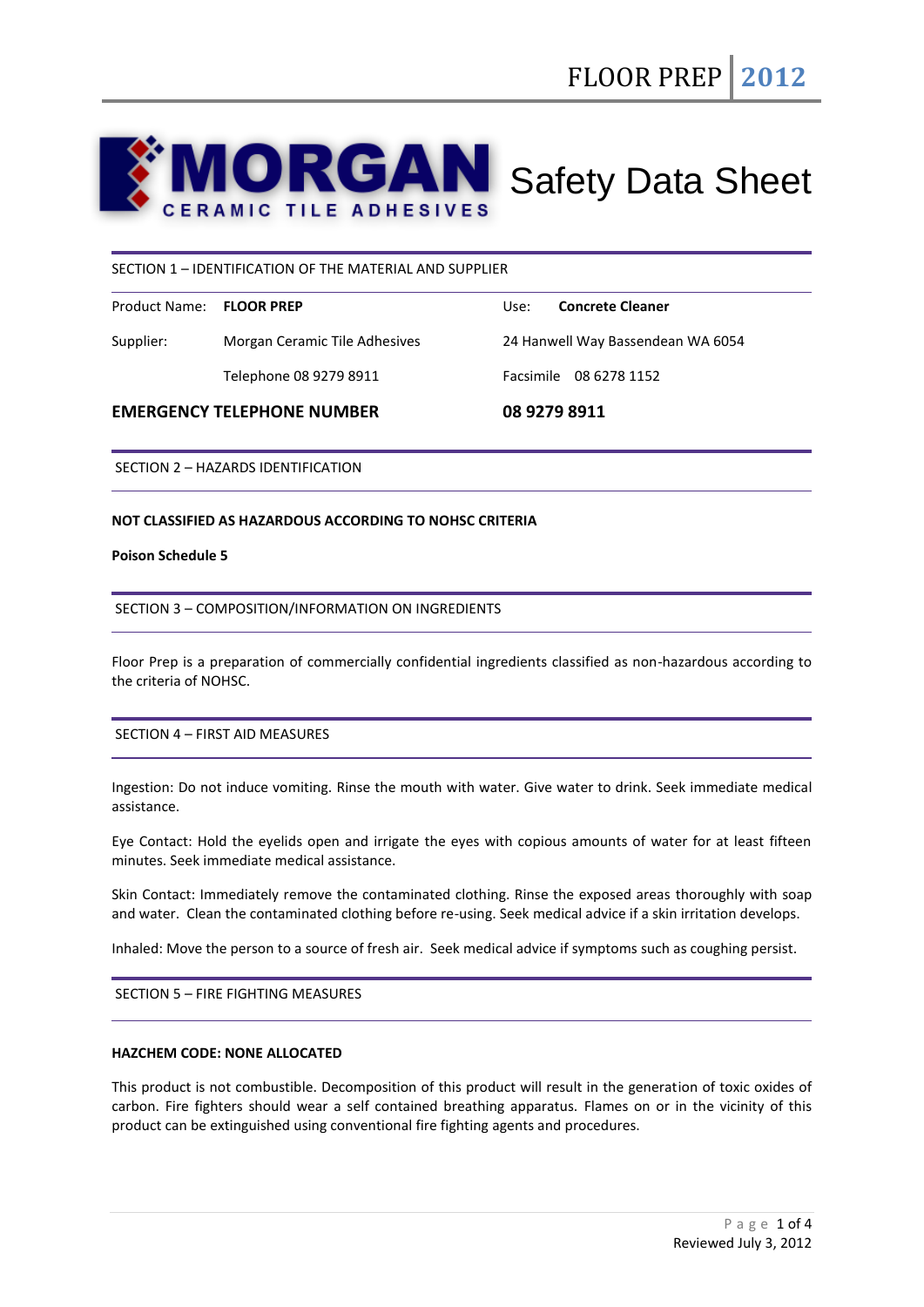# MORGAN CERAMIC TILE ADHESIVES Safety Data Sheet

## SECTION 1 – IDENTIFICATION OF THE MATERIAL AND SUPPLIER

| | | | |
|---|---|---|---|
| Product Name: | **FLOOR PREP** | Use: | **Concrete Cleaner** |
| Supplier: | Morgan Ceramic Tile Adhesives | 24 Hanwell Way Bassendean WA 6054 | |
| | Telephone 08 9279 8911 | Facsimile 08 6278 1152 | |

**EMERGENCY TELEPHONE NUMBER** **08 9279 8911**

## SECTION 2 – HAZARDS IDENTIFICATION

**NOT CLASSIFIED AS HAZARDOUS ACCORDING TO NOHSC CRITERIA**

**Poison Schedule 5**

## SECTION 3 – COMPOSITION/INFORMATION ON INGREDIENTS

Floor Prep is a preparation of commercially confidential ingredients classified as non-hazardous according to the criteria of NOHSC.

## SECTION 4 – FIRST AID MEASURES

Ingestion: Do not induce vomiting. Rinse the mouth with water. Give water to drink. Seek immediate medical assistance.

Eye Contact: Hold the eyelids open and irrigate the eyes with copious amounts of water for at least fifteen minutes. Seek immediate medical assistance.

Skin Contact: Immediately remove the contaminated clothing. Rinse the exposed areas thoroughly with soap and water. Clean the contaminated clothing before re-using. Seek medical advice if a skin irritation develops.

Inhaled: Move the person to a source of fresh air. Seek medical advice if symptoms such as coughing persist.

## SECTION 5 – FIRE FIGHTING MEASURES

**HAZCHEM CODE: NONE ALLOCATED**

This product is not combustible. Decomposition of this product will result in the generation of toxic oxides of carbon. Fire fighters should wear a self contained breathing apparatus. Flames on or in the vicinity of this product can be extinguished using conventional fire fighting agents and procedures.

Reviewed July 3, 2012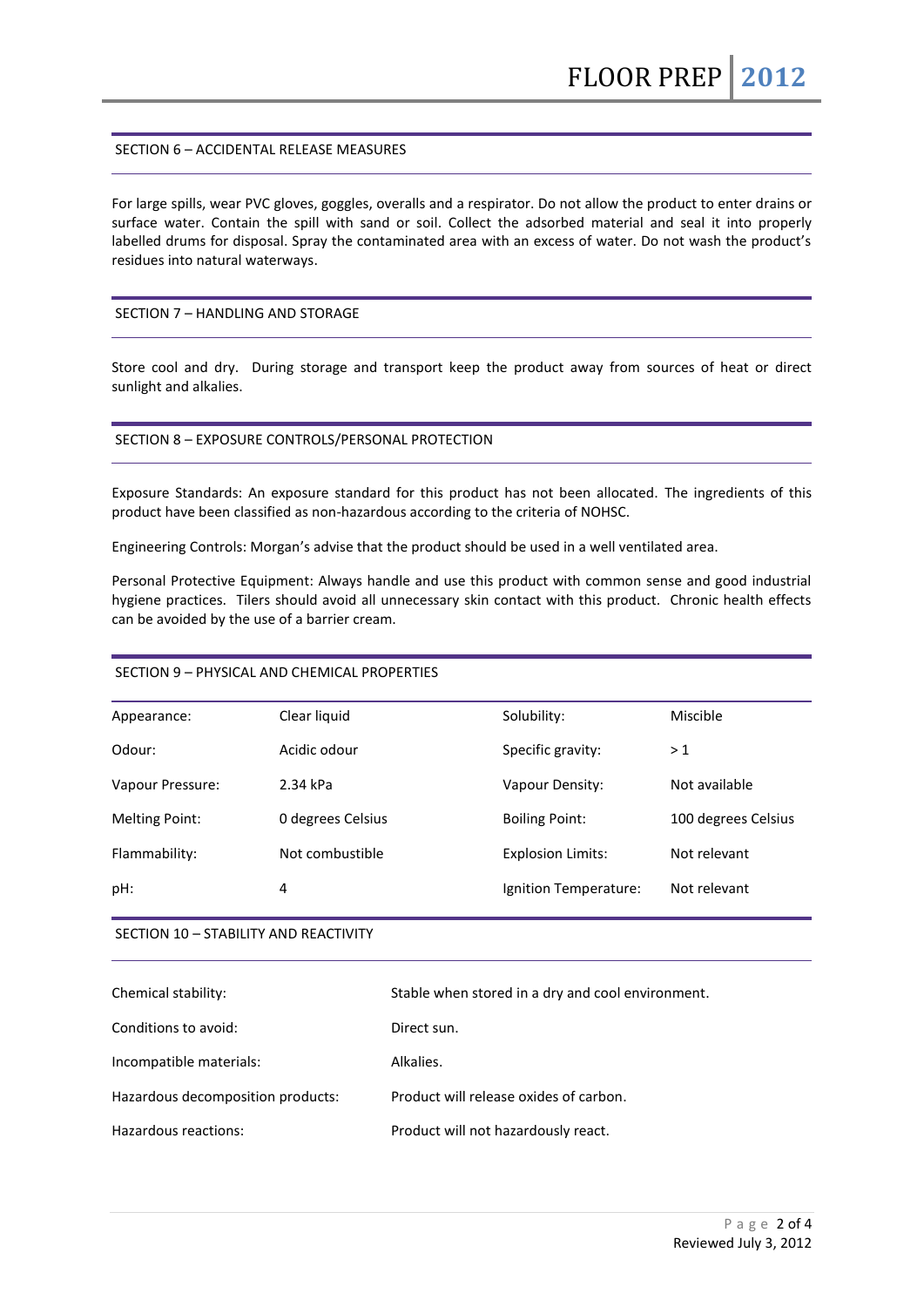## SECTION 6 – ACCIDENTAL RELEASE MEASURES

For large spills, wear PVC gloves, goggles, overalls and a respirator. Do not allow the product to enter drains or surface water. Contain the spill with sand or soil. Collect the adsorbed material and seal it into properly labelled drums for disposal. Spray the contaminated area with an excess of water. Do not wash the product's residues into natural waterways.

## SECTION 7 – HANDLING AND STORAGE

Store cool and dry. During storage and transport keep the product away from sources of heat or direct sunlight and alkalies.

## SECTION 8 – EXPOSURE CONTROLS/PERSONAL PROTECTION

Exposure Standards: An exposure standard for this product has not been allocated. The ingredients of this product have been classified as non-hazardous according to the criteria of NOHSC.

Engineering Controls: Morgan's advise that the product should be used in a well ventilated area.

Personal Protective Equipment: Always handle and use this product with common sense and good industrial hygiene practices. Tilers should avoid all unnecessary skin contact with this product. Chronic health effects can be avoided by the use of a barrier cream.

## SECTION 9 – PHYSICAL AND CHEMICAL PROPERTIES

| | | | |
|---|---|---|---|
| Appearance: | Clear liquid | Solubility: | Miscible |
| Odour: | Acidic odour | Specific gravity: | > 1 |
| Vapour Pressure: | 2.34 kPa | Vapour Density: | Not available |
| Melting Point: | 0 degrees Celsius | Boiling Point: | 100 degrees Celsius |
| Flammability: | Not combustible | Explosion Limits: | Not relevant |
| pH: | 4 | Ignition Temperature: | Not relevant |

## SECTION 10 – STABILITY AND REACTIVITY

| | |
|---|---|
| Chemical stability: | Stable when stored in a dry and cool environment. |
| Conditions to avoid: | Direct sun. |
| Incompatible materials: | Alkalies. |
| Hazardous decomposition products: | Product will release oxides of carbon. |
| Hazardous reactions: | Product will not hazardously react. |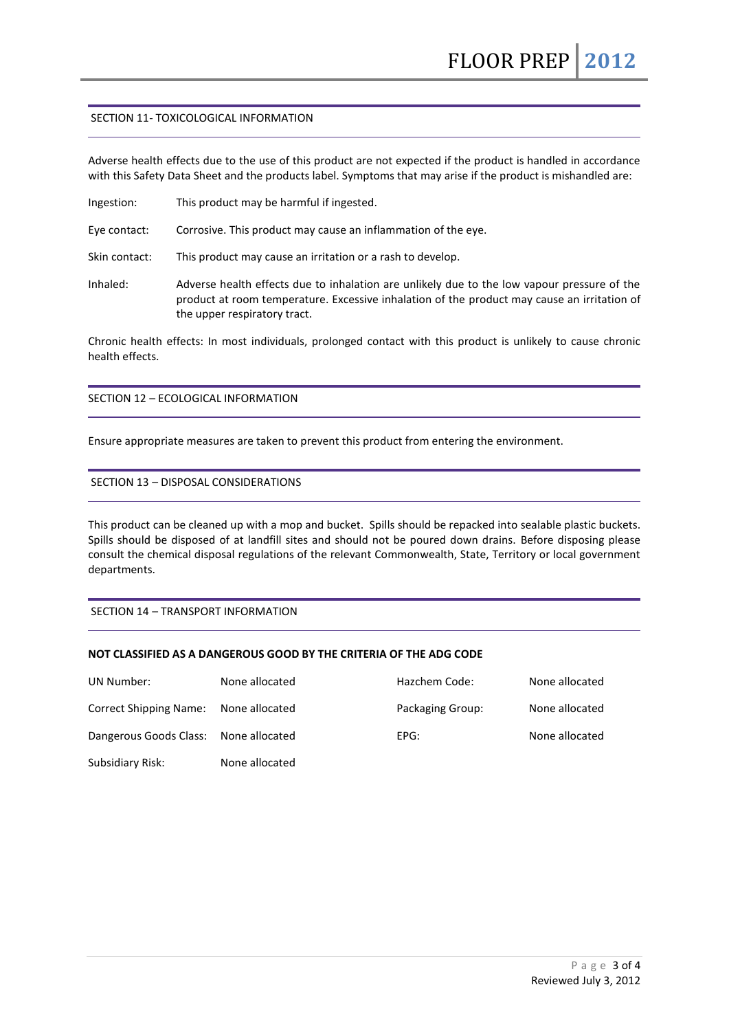## SECTION 11- TOXICOLOGICAL INFORMATION

Adverse health effects due to the use of this product are not expected if the product is handled in accordance with this Safety Data Sheet and the products label. Symptoms that may arise if the product is mishandled are:

Ingestion: This product may be harmful if ingested.

Eye contact: Corrosive. This product may cause an inflammation of the eye.

Skin contact: This product may cause an irritation or a rash to develop.

Inhaled: Adverse health effects due to inhalation are unlikely due to the low vapour pressure of the product at room temperature. Excessive inhalation of the product may cause an irritation of the upper respiratory tract.

Chronic health effects: In most individuals, prolonged contact with this product is unlikely to cause chronic health effects.

## SECTION 12 – ECOLOGICAL INFORMATION

Ensure appropriate measures are taken to prevent this product from entering the environment.

## SECTION 13 – DISPOSAL CONSIDERATIONS

This product can be cleaned up with a mop and bucket. Spills should be repacked into sealable plastic buckets. Spills should be disposed of at landfill sites and should not be poured down drains. Before disposing please consult the chemical disposal regulations of the relevant Commonwealth, State, Territory or local government departments.

## SECTION 14 – TRANSPORT INFORMATION

**NOT CLASSIFIED AS A DANGEROUS GOOD BY THE CRITERIA OF THE ADG CODE**

| | | | |
|---|---|---|---|
| UN Number: | None allocated | Hazchem Code: | None allocated |
| Correct Shipping Name: | None allocated | Packaging Group: | None allocated |
| Dangerous Goods Class: | None allocated | EPG: | None allocated |
| Subsidiary Risk: | None allocated | | |

Reviewed July 3, 2012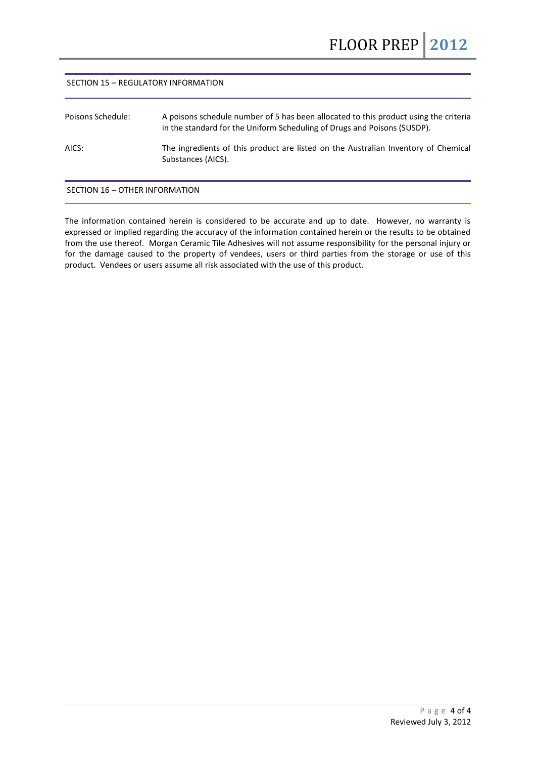## SECTION 15 – REGULATORY INFORMATION

| | |
|---|---|
| Poisons Schedule: | A poisons schedule number of 5 has been allocated to this product using the criteria in the standard for the Uniform Scheduling of Drugs and Poisons (SUSDP). |
| AICS: | The ingredients of this product are listed on the Australian Inventory of Chemical Substances (AICS). |

## SECTION 16 – OTHER INFORMATION

The information contained herein is considered to be accurate and up to date. However, no warranty is expressed or implied regarding the accuracy of the information contained herein or the results to be obtained from the use thereof. Morgan Ceramic Tile Adhesives will not assume responsibility for the personal injury or for the damage caused to the property of vendees, users or third parties from the storage or use of this product. Vendees or users assume all risk associated with the use of this product.